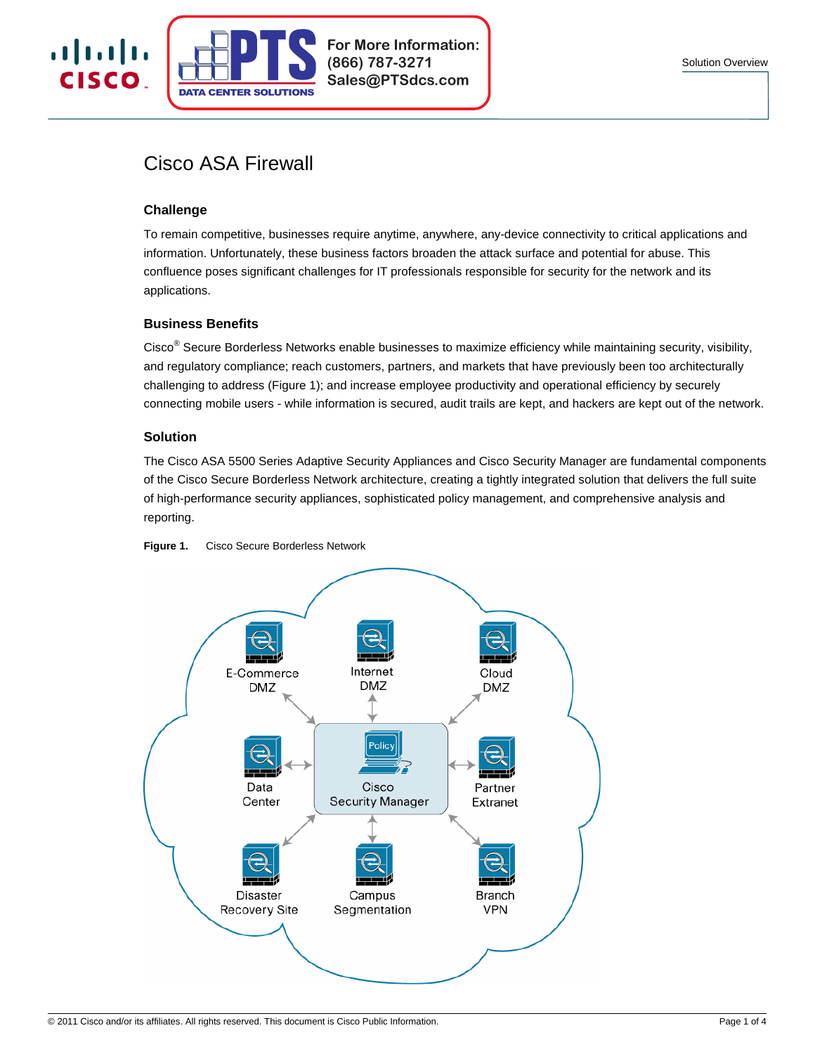# Cisco ASA Firewall

## Challenge

To remain competitive, businesses require anytime, anywhere, any-device connectivity to critical applications and information. Unfortunately, these business factors broaden the attack surface and potential for abuse. This confluence poses significant challenges for IT professionals responsible for security for the network and its applications.

## Business Benefits

Cisco® Secure Borderless Networks enable businesses to maximize efficiency while maintaining security, visibility, and regulatory compliance; reach customers, partners, and markets that have previously been too architecturally challenging to address (Figure 1); and increase employee productivity and operational efficiency by securely connecting mobile users - while information is secured, audit trails are kept, and hackers are kept out of the network.

## Solution

The Cisco ASA 5500 Series Adaptive Security Appliances and Cisco Security Manager are fundamental components of the Cisco Secure Borderless Network architecture, creating a tightly integrated solution that delivers the full suite of high-performance security appliances, sophisticated policy management, and comprehensive analysis and reporting.

**Figure 1.** Cisco Secure Borderless Network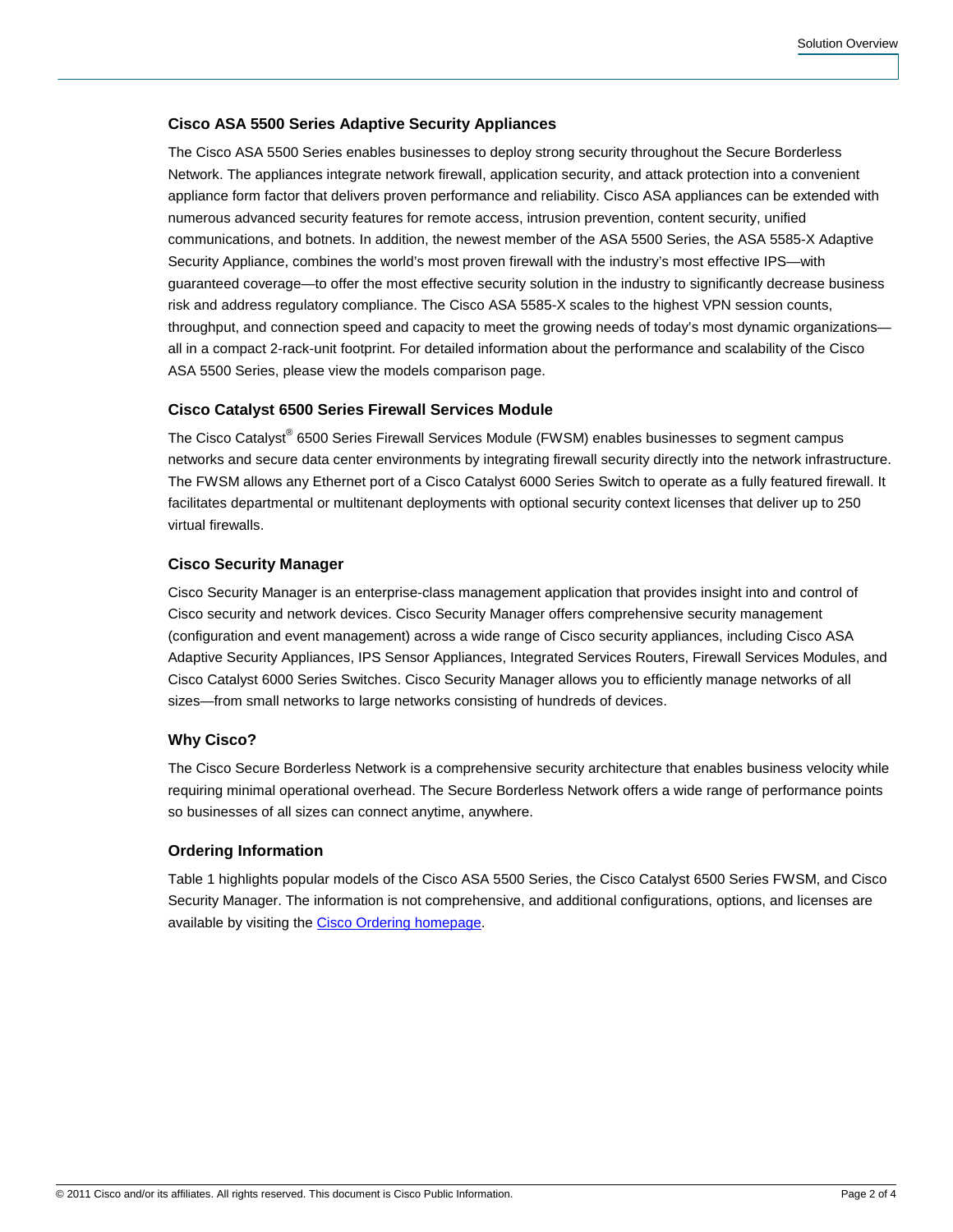### Cisco ASA 5500 Series Adaptive Security Appliances

The Cisco ASA 5500 Series enables businesses to deploy strong security throughout the Secure Borderless Network. The appliances integrate network firewall, application security, and attack protection into a convenient appliance form factor that delivers proven performance and reliability. Cisco ASA appliances can be extended with numerous advanced security features for remote access, intrusion prevention, content security, unified communications, and botnets. In addition, the newest member of the ASA 5500 Series, the ASA 5585-X Adaptive Security Appliance, combines the world's most proven firewall with the industry's most effective IPS—with guaranteed coverage—to offer the most effective security solution in the industry to significantly decrease business risk and address regulatory compliance. The Cisco ASA 5585-X scales to the highest VPN session counts, throughput, and connection speed and capacity to meet the growing needs of today's most dynamic organizations—all in a compact 2-rack-unit footprint. For detailed information about the performance and scalability of the Cisco ASA 5500 Series, please view the models comparison page.

### Cisco Catalyst 6500 Series Firewall Services Module

The Cisco Catalyst® 6500 Series Firewall Services Module (FWSM) enables businesses to segment campus networks and secure data center environments by integrating firewall security directly into the network infrastructure. The FWSM allows any Ethernet port of a Cisco Catalyst 6000 Series Switch to operate as a fully featured firewall. It facilitates departmental or multitenant deployments with optional security context licenses that deliver up to 250 virtual firewalls.

### Cisco Security Manager

Cisco Security Manager is an enterprise-class management application that provides insight into and control of Cisco security and network devices. Cisco Security Manager offers comprehensive security management (configuration and event management) across a wide range of Cisco security appliances, including Cisco ASA Adaptive Security Appliances, IPS Sensor Appliances, Integrated Services Routers, Firewall Services Modules, and Cisco Catalyst 6000 Series Switches. Cisco Security Manager allows you to efficiently manage networks of all sizes—from small networks to large networks consisting of hundreds of devices.

### Why Cisco?

The Cisco Secure Borderless Network is a comprehensive security architecture that enables business velocity while requiring minimal operational overhead. The Secure Borderless Network offers a wide range of performance points so businesses of all sizes can connect anytime, anywhere.

### Ordering Information

Table 1 highlights popular models of the Cisco ASA 5500 Series, the Cisco Catalyst 6500 Series FWSM, and Cisco Security Manager. The information is not comprehensive, and additional configurations, options, and licenses are available by visiting the Cisco Ordering homepage.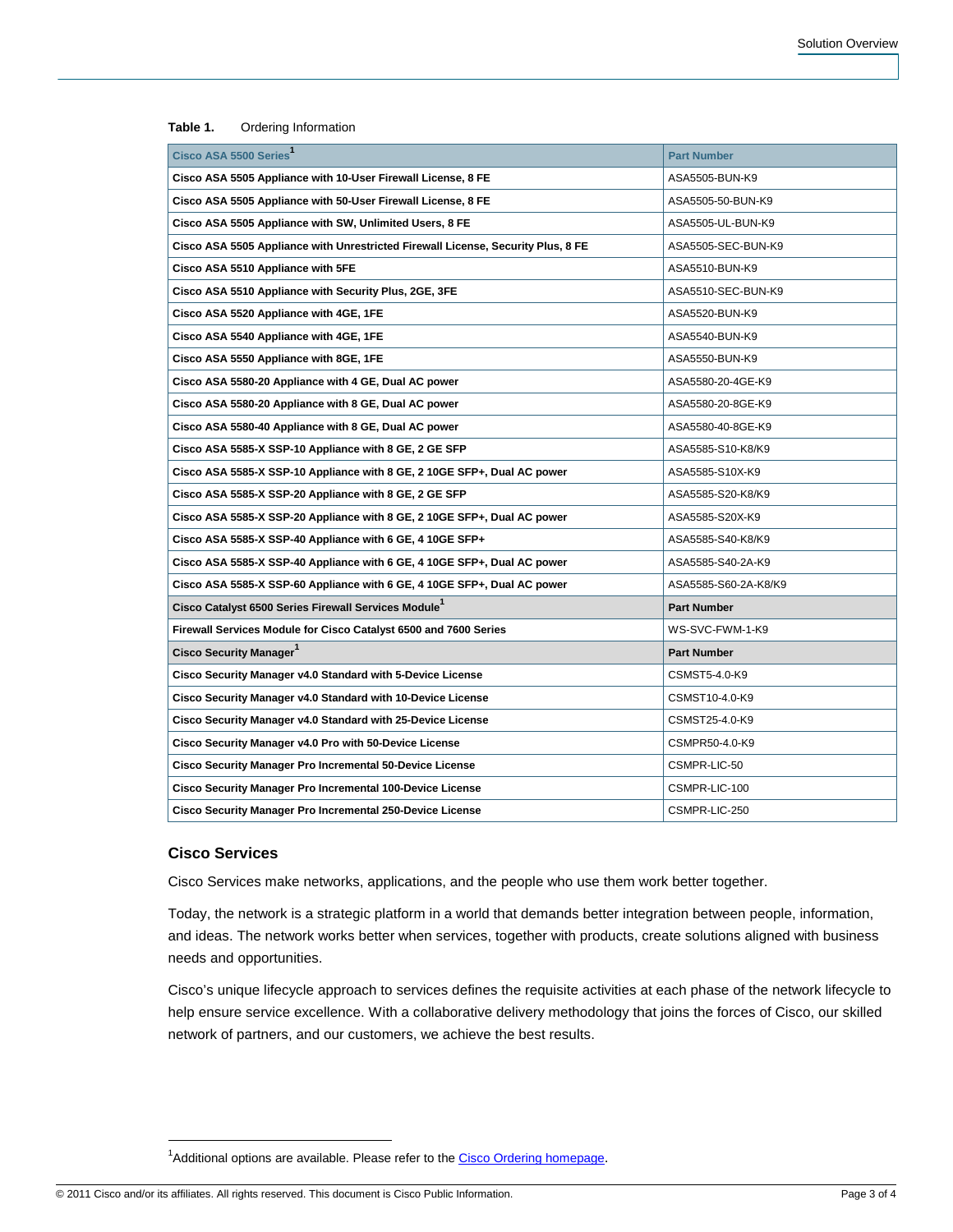**Table 1.** Ordering Information

| Cisco ASA 5500 Series[1] | Part Number |
|---|---|
| **Cisco ASA 5505 Appliance with 10-User Firewall License, 8 FE** | ASA5505-BUN-K9 |
| **Cisco ASA 5505 Appliance with 50-User Firewall License, 8 FE** | ASA5505-50-BUN-K9 |
| **Cisco ASA 5505 Appliance with SW, Unlimited Users, 8 FE** | ASA5505-UL-BUN-K9 |
| **Cisco ASA 5505 Appliance with Unrestricted Firewall License, Security Plus, 8 FE** | ASA5505-SEC-BUN-K9 |
| **Cisco ASA 5510 Appliance with 5FE** | ASA5510-BUN-K9 |
| **Cisco ASA 5510 Appliance with Security Plus, 2GE, 3FE** | ASA5510-SEC-BUN-K9 |
| **Cisco ASA 5520 Appliance with 4GE, 1FE** | ASA5520-BUN-K9 |
| **Cisco ASA 5540 Appliance with 4GE, 1FE** | ASA5540-BUN-K9 |
| **Cisco ASA 5550 Appliance with 8GE, 1FE** | ASA5550-BUN-K9 |
| **Cisco ASA 5580-20 Appliance with 4 GE, Dual AC power** | ASA5580-20-4GE-K9 |
| **Cisco ASA 5580-20 Appliance with 8 GE, Dual AC power** | ASA5580-20-8GE-K9 |
| **Cisco ASA 5580-40 Appliance with 8 GE, Dual AC power** | ASA5580-40-8GE-K9 |
| **Cisco ASA 5585-X SSP-10 Appliance with 8 GE, 2 GE SFP** | ASA5585-S10-K8/K9 |
| **Cisco ASA 5585-X SSP-10 Appliance with 8 GE, 2 10GE SFP+, Dual AC power** | ASA5585-S10X-K9 |
| **Cisco ASA 5585-X SSP-20 Appliance with 8 GE, 2 GE SFP** | ASA5585-S20-K8/K9 |
| **Cisco ASA 5585-X SSP-20 Appliance with 8 GE, 2 10GE SFP+, Dual AC power** | ASA5585-S20X-K9 |
| **Cisco ASA 5585-X SSP-40 Appliance with 6 GE, 4 10GE SFP+** | ASA5585-S40-K8/K9 |
| **Cisco ASA 5585-X SSP-40 Appliance with 6 GE, 4 10GE SFP+, Dual AC power** | ASA5585-S40-2A-K9 |
| **Cisco ASA 5585-X SSP-60 Appliance with 6 GE, 4 10GE SFP+, Dual AC power** | ASA5585-S60-2A-K8/K9 |
| **Cisco Catalyst 6500 Series Firewall Services Module[1]** | **Part Number** |
| **Firewall Services Module for Cisco Catalyst 6500 and 7600 Series** | WS-SVC-FWM-1-K9 |
| **Cisco Security Manager[1]** | **Part Number** |
| **Cisco Security Manager v4.0 Standard with 5-Device License** | CSMST5-4.0-K9 |
| **Cisco Security Manager v4.0 Standard with 10-Device License** | CSMST10-4.0-K9 |
| **Cisco Security Manager v4.0 Standard with 25-Device License** | CSMST25-4.0-K9 |
| **Cisco Security Manager v4.0 Pro with 50-Device License** | CSMPR50-4.0-K9 |
| **Cisco Security Manager Pro Incremental 50-Device License** | CSMPR-LIC-50 |
| **Cisco Security Manager Pro Incremental 100-Device License** | CSMPR-LIC-100 |
| **Cisco Security Manager Pro Incremental 250-Device License** | CSMPR-LIC-250 |

## Cisco Services

Cisco Services make networks, applications, and the people who use them work better together.

Today, the network is a strategic platform in a world that demands better integration between people, information, and ideas. The network works better when services, together with products, create solutions aligned with business needs and opportunities.

Cisco's unique lifecycle approach to services defines the requisite activities at each phase of the network lifecycle to help ensure service excellence. With a collaborative delivery methodology that joins the forces of Cisco, our skilled network of partners, and our customers, we achieve the best results.

---

[1] Additional options are available. Please refer to the Cisco Ordering homepage.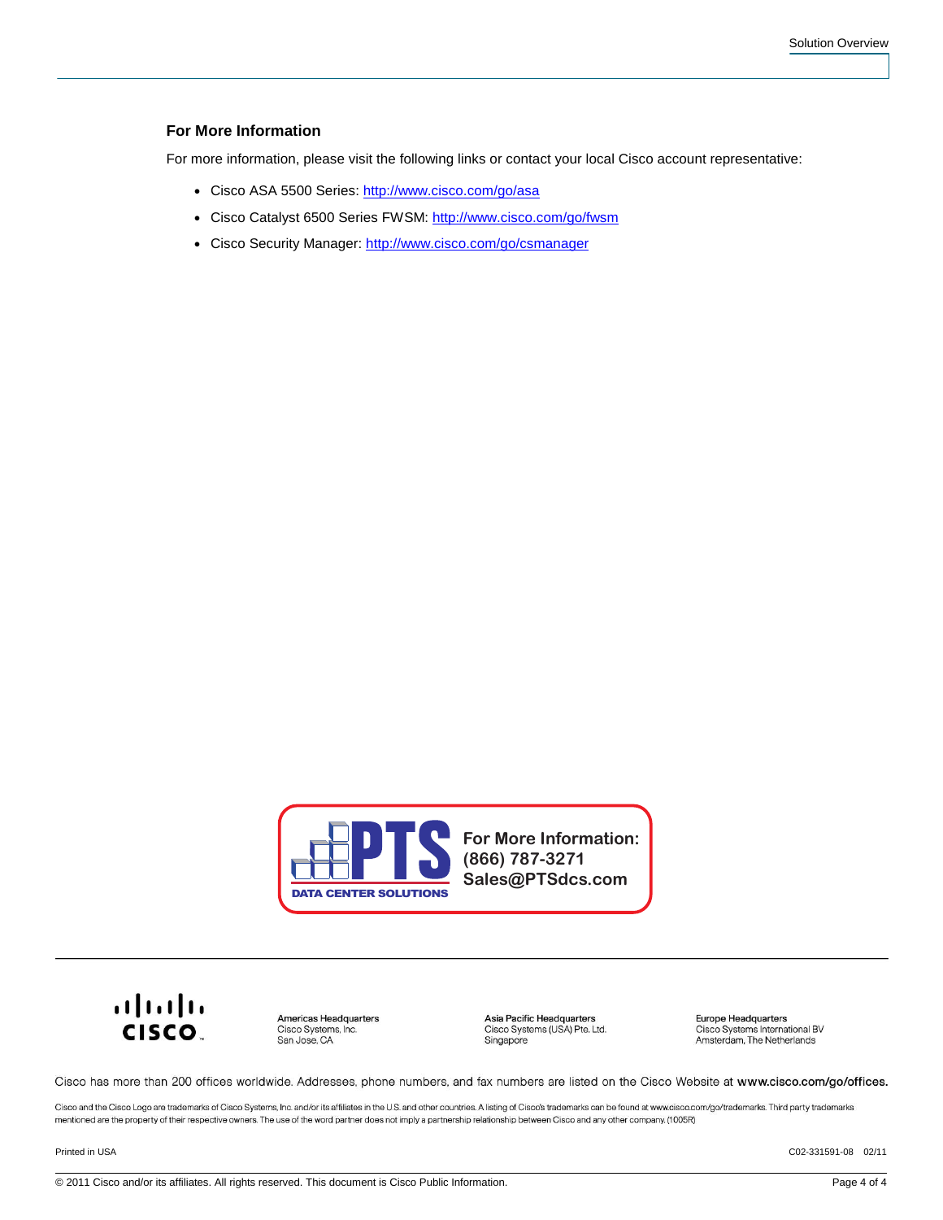### For More Information

For more information, please visit the following links or contact your local Cisco account representative:

- Cisco ASA 5500 Series: http://www.cisco.com/go/asa
- Cisco Catalyst 6500 Series FWSM: http://www.cisco.com/go/fwsm
- Cisco Security Manager: http://www.cisco.com/go/csmanager

PTS DATA CENTER SOLUTIONS

**For More Information:**
**(866) 787-3271**
**Sales@PTSdcs.com**

**Americas Headquarters**
Cisco Systems, Inc.
San Jose, CA

**Asia Pacific Headquarters**
Cisco Systems (USA) Pte. Ltd.
Singapore

**Europe Headquarters**
Cisco Systems International BV
Amsterdam, The Netherlands

Cisco has more than 200 offices worldwide. Addresses, phone numbers, and fax numbers are listed on the Cisco Website at **www.cisco.com/go/offices.**

Cisco and the Cisco Logo are trademarks of Cisco Systems, Inc. and/or its affiliates in the U.S. and other countries. A listing of Cisco's trademarks can be found at www.cisco.com/go/trademarks. Third party trademarks mentioned are the property of their respective owners. The use of the word partner does not imply a partnership relationship between Cisco and any other company. (1005R)

Printed in USA C02-331591-08 02/11